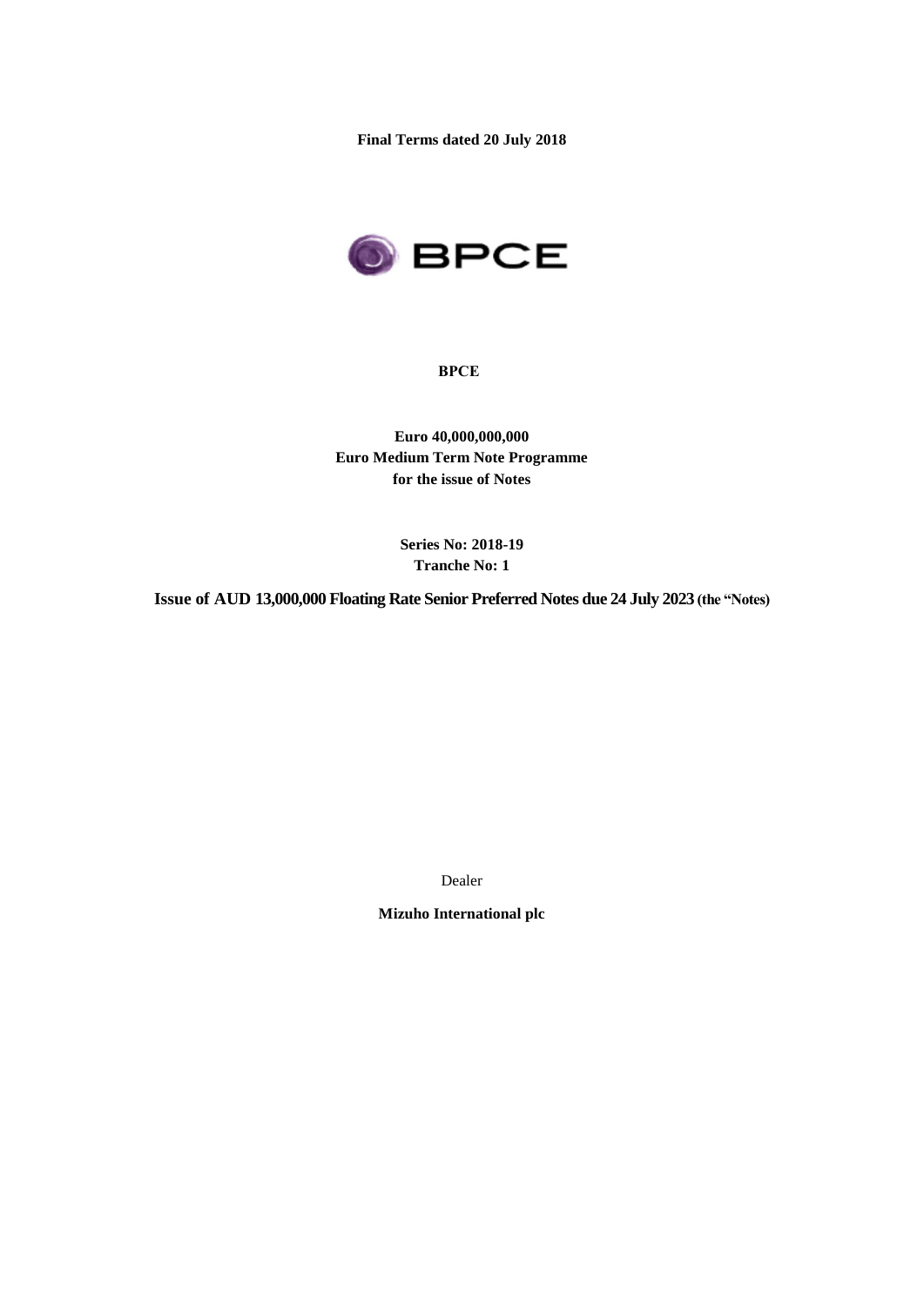**Final Terms dated 20 July 2018**

BPCE

**BPCE**

**Euro 40,000,000,000**
**Euro Medium Term Note Programme**
**for the issue of Notes**

**Series No: 2018-19**
**Tranche No: 1**

**Issue of AUD 13,000,000 Floating Rate Senior Preferred Notes due 24 July 2023 (the "Notes")**

Dealer

**Mizuho International plc**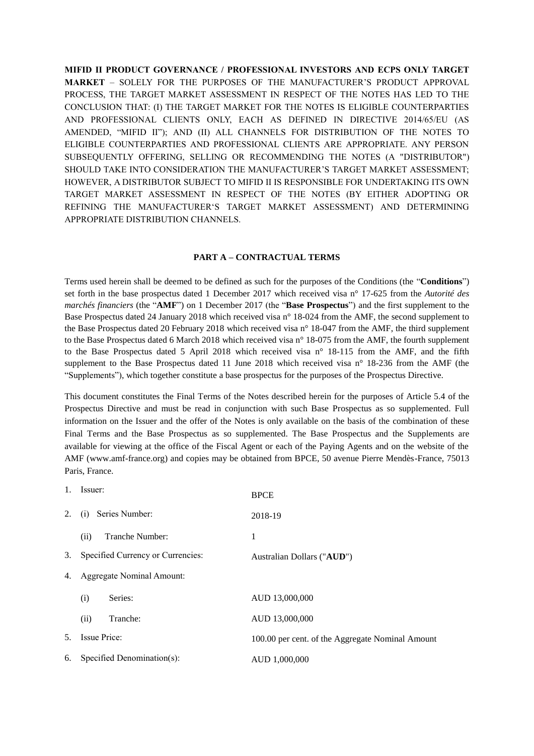**MIFID II PRODUCT GOVERNANCE / PROFESSIONAL INVESTORS AND ECPS ONLY TARGET MARKET** – SOLELY FOR THE PURPOSES OF THE MANUFACTURER'S PRODUCT APPROVAL PROCESS, THE TARGET MARKET ASSESSMENT IN RESPECT OF THE NOTES HAS LED TO THE CONCLUSION THAT: (I) THE TARGET MARKET FOR THE NOTES IS ELIGIBLE COUNTERPARTIES AND PROFESSIONAL CLIENTS ONLY, EACH AS DEFINED IN DIRECTIVE 2014/65/EU (AS AMENDED, "MIFID II"); AND (II) ALL CHANNELS FOR DISTRIBUTION OF THE NOTES TO ELIGIBLE COUNTERPARTIES AND PROFESSIONAL CLIENTS ARE APPROPRIATE. ANY PERSON SUBSEQUENTLY OFFERING, SELLING OR RECOMMENDING THE NOTES (A "DISTRIBUTOR") SHOULD TAKE INTO CONSIDERATION THE MANUFACTURER'S TARGET MARKET ASSESSMENT; HOWEVER, A DISTRIBUTOR SUBJECT TO MIFID II IS RESPONSIBLE FOR UNDERTAKING ITS OWN TARGET MARKET ASSESSMENT IN RESPECT OF THE NOTES (BY EITHER ADOPTING OR REFINING THE MANUFACTURER'S TARGET MARKET ASSESSMENT) AND DETERMINING APPROPRIATE DISTRIBUTION CHANNELS.

## PART A – CONTRACTUAL TERMS

Terms used herein shall be deemed to be defined as such for the purposes of the Conditions (the "**Conditions**") set forth in the base prospectus dated 1 December 2017 which received visa n° 17-625 from the *Autorité des marchés financiers* (the "**AMF**") on 1 December 2017 (the "**Base Prospectus**") and the first supplement to the Base Prospectus dated 24 January 2018 which received visa n° 18-024 from the AMF, the second supplement to the Base Prospectus dated 20 February 2018 which received visa n° 18-047 from the AMF, the third supplement to the Base Prospectus dated 6 March 2018 which received visa n° 18-075 from the AMF, the fourth supplement to the Base Prospectus dated 5 April 2018 which received visa n° 18-115 from the AMF, and the fifth supplement to the Base Prospectus dated 11 June 2018 which received visa n° 18-236 from the AMF (the "Supplements"), which together constitute a base prospectus for the purposes of the Prospectus Directive.

This document constitutes the Final Terms of the Notes described herein for the purposes of Article 5.4 of the Prospectus Directive and must be read in conjunction with such Base Prospectus as so supplemented. Full information on the Issuer and the offer of the Notes is only available on the basis of the combination of these Final Terms and the Base Prospectus as so supplemented. The Base Prospectus and the Supplements are available for viewing at the office of the Fiscal Agent or each of the Paying Agents and on the website of the AMF (www.amf-france.org) and copies may be obtained from BPCE, 50 avenue Pierre Mendès-France, 75013 Paris, France.

| | | |
|---|---|---|
| 1. | Issuer: | BPCE |
| 2. | (i) Series Number: | 2018-19 |
| | (ii) Tranche Number: | 1 |
| 3. | Specified Currency or Currencies: | Australian Dollars ("**AUD**") |
| 4. | Aggregate Nominal Amount: | |
| | (i) Series: | AUD 13,000,000 |
| | (ii) Tranche: | AUD 13,000,000 |
| 5. | Issue Price: | 100.00 per cent. of the Aggregate Nominal Amount |
| 6. | Specified Denomination(s): | AUD 1,000,000 |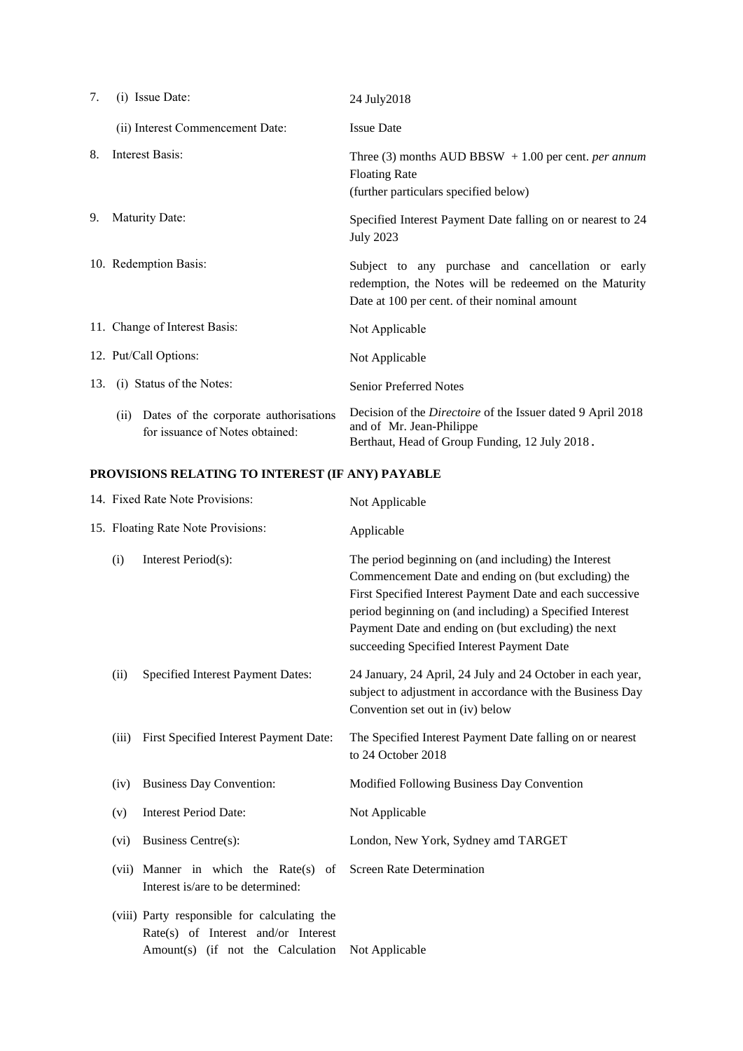| | | |
|---|---|---|
| 7. | (i) Issue Date: | 24 July2018 |
| | (ii) Interest Commencement Date: | Issue Date |
| 8. | Interest Basis: | Three (3) months AUD BBSW + 1.00 per cent. *per annum* Floating Rate (further particulars specified below) |
| 9. | Maturity Date: | Specified Interest Payment Date falling on or nearest to 24 July 2023 |
| 10. | Redemption Basis: | Subject to any purchase and cancellation or early redemption, the Notes will be redeemed on the Maturity Date at 100 per cent. of their nominal amount |
| 11. | Change of Interest Basis: | Not Applicable |
| 12. | Put/Call Options: | Not Applicable |
| 13. | (i) Status of the Notes: | Senior Preferred Notes |
| | (ii) Dates of the corporate authorisations for issuance of Notes obtained: | Decision of the *Directoire* of the Issuer dated 9 April 2018 and of Mr. Jean-Philippe Berthaut, Head of Group Funding, 12 July 2018. |

## PROVISIONS RELATING TO INTEREST (IF ANY) PAYABLE

| | | |
|---|---|---|
| 14. | Fixed Rate Note Provisions: | Not Applicable |
| 15. | Floating Rate Note Provisions: | Applicable |
| | (i) Interest Period(s): | The period beginning on (and including) the Interest Commencement Date and ending on (but excluding) the First Specified Interest Payment Date and each successive period beginning on (and including) a Specified Interest Payment Date and ending on (but excluding) the next succeeding Specified Interest Payment Date |
| | (ii) Specified Interest Payment Dates: | 24 January, 24 April, 24 July and 24 October in each year, subject to adjustment in accordance with the Business Day Convention set out in (iv) below |
| | (iii) First Specified Interest Payment Date: | The Specified Interest Payment Date falling on or nearest to 24 October 2018 |
| | (iv) Business Day Convention: | Modified Following Business Day Convention |
| | (v) Interest Period Date: | Not Applicable |
| | (vi) Business Centre(s): | London, New York, Sydney amd TARGET |
| | (vii) Manner in which the Rate(s) of Interest is/are to be determined: | Screen Rate Determination |
| | (viii) Party responsible for calculating the Rate(s) of Interest and/or Interest Amount(s) (if not the Calculation | Not Applicable |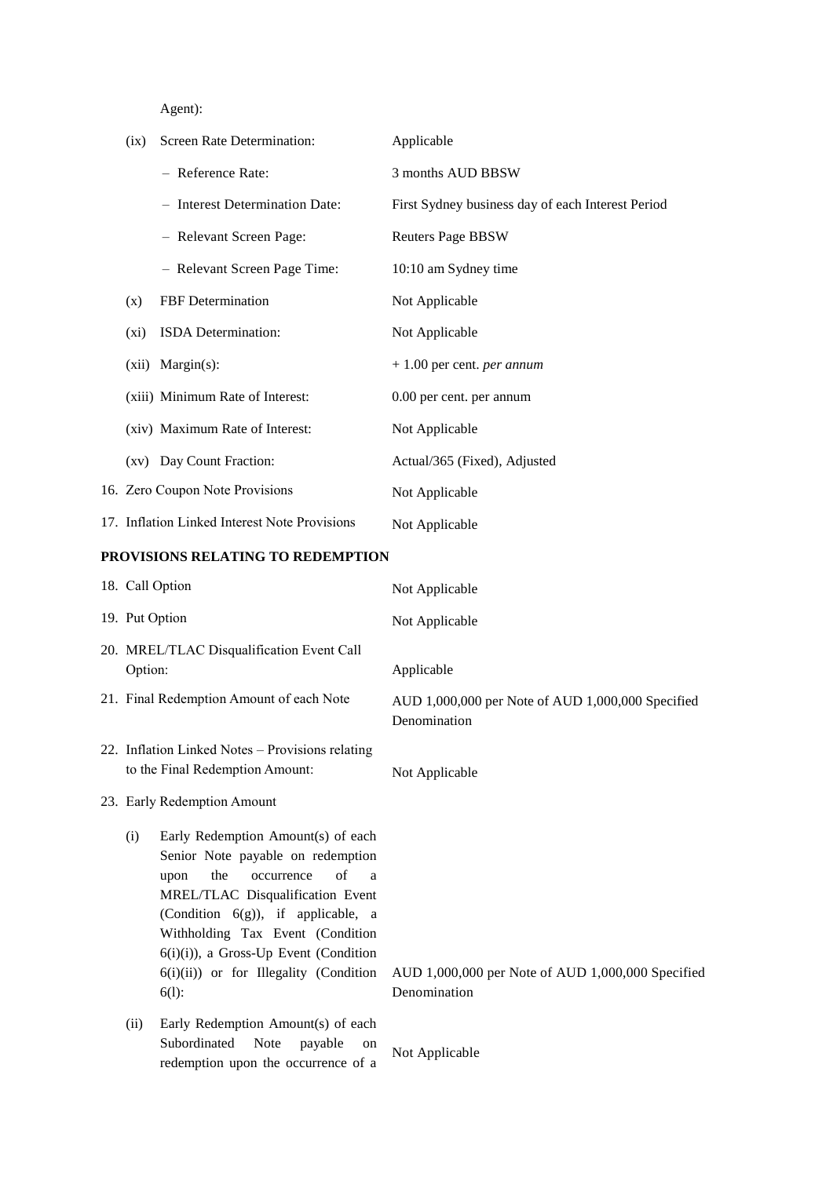Agent):

| | |
|---|---|
| (ix) Screen Rate Determination: | Applicable |
| – Reference Rate: | 3 months AUD BBSW |
| – Interest Determination Date: | First Sydney business day of each Interest Period |
| – Relevant Screen Page: | Reuters Page BBSW |
| – Relevant Screen Page Time: | 10:10 am Sydney time |
| (x) FBF Determination | Not Applicable |
| (xi) ISDA Determination: | Not Applicable |
| (xii) Margin(s): | + 1.00 per cent. *per annum* |
| (xiii) Minimum Rate of Interest: | 0.00 per cent. per annum |
| (xiv) Maximum Rate of Interest: | Not Applicable |
| (xv) Day Count Fraction: | Actual/365 (Fixed), Adjusted |
| 16. Zero Coupon Note Provisions | Not Applicable |
| 17. Inflation Linked Interest Note Provisions | Not Applicable |

**PROVISIONS RELATING TO REDEMPTION**

| | |
|---|---|
| 18. Call Option | Not Applicable |
| 19. Put Option | Not Applicable |
| 20. MREL/TLAC Disqualification Event Call Option: | Applicable |
| 21. Final Redemption Amount of each Note | AUD 1,000,000 per Note of AUD 1,000,000 Specified Denomination |
| 22. Inflation Linked Notes – Provisions relating to the Final Redemption Amount: | Not Applicable |
| 23. Early Redemption Amount | |
| (i) Early Redemption Amount(s) of each Senior Note payable on redemption upon the occurrence of a MREL/TLAC Disqualification Event (Condition 6(g)), if applicable, a Withholding Tax Event (Condition 6(i)(i)), a Gross-Up Event (Condition 6(i)(ii)) or for Illegality (Condition 6(l): | AUD 1,000,000 per Note of AUD 1,000,000 Specified Denomination |
| (ii) Early Redemption Amount(s) of each Subordinated Note payable on redemption upon the occurrence of a | Not Applicable |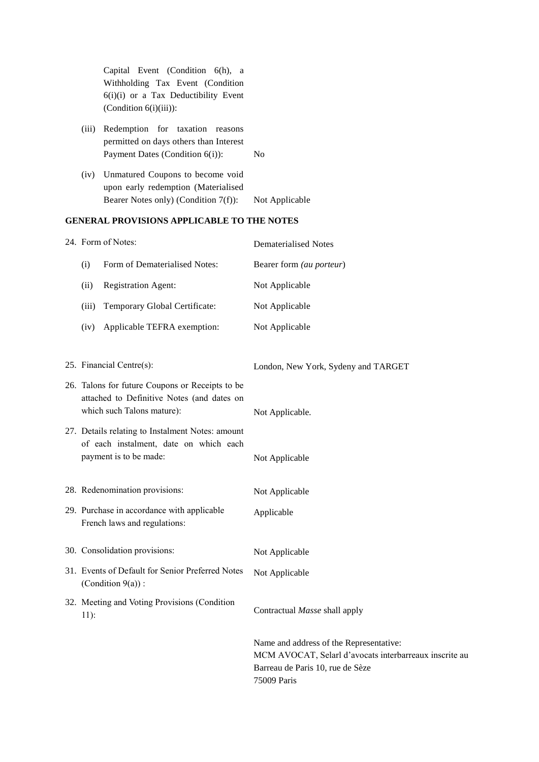| | | |
|---|---|---|
| | Capital Event (Condition 6(h), a Withholding Tax Event (Condition 6(i)(i) or a Tax Deductibility Event (Condition 6(i)(iii)): | |
| (iii) | Redemption for taxation reasons permitted on days others than Interest Payment Dates (Condition 6(i)): | No |
| (iv) | Unmatured Coupons to become void upon early redemption (Materialised Bearer Notes only) (Condition 7(f)): | Not Applicable |

**GENERAL PROVISIONS APPLICABLE TO THE NOTES**

| | | |
|---|---|---|
| 24. | Form of Notes: | Dematerialised Notes |
| (i) | Form of Dematerialised Notes: | Bearer form *(au porteur*) |
| (ii) | Registration Agent: | Not Applicable |
| (iii) | Temporary Global Certificate: | Not Applicable |
| (iv) | Applicable TEFRA exemption: | Not Applicable |
| 25. | Financial Centre(s): | London, New York, Sydeny and TARGET |
| 26. | Talons for future Coupons or Receipts to be attached to Definitive Notes (and dates on which such Talons mature): | Not Applicable. |
| 27. | Details relating to Instalment Notes: amount of each instalment, date on which each payment is to be made: | Not Applicable |
| 28. | Redenomination provisions: | Not Applicable |
| 29. | Purchase in accordance with applicable French laws and regulations: | Applicable |
| 30. | Consolidation provisions: | Not Applicable |
| 31. | Events of Default for Senior Preferred Notes (Condition 9(a)) : | Not Applicable |
| 32. | Meeting and Voting Provisions (Condition 11): | Contractual *Masse* shall apply<br><br>Name and address of the Representative:<br>MCM AVOCAT, Selarl d'avocats interbarreaux inscrite au Barreau de Paris 10, rue de Sèze<br>75009 Paris |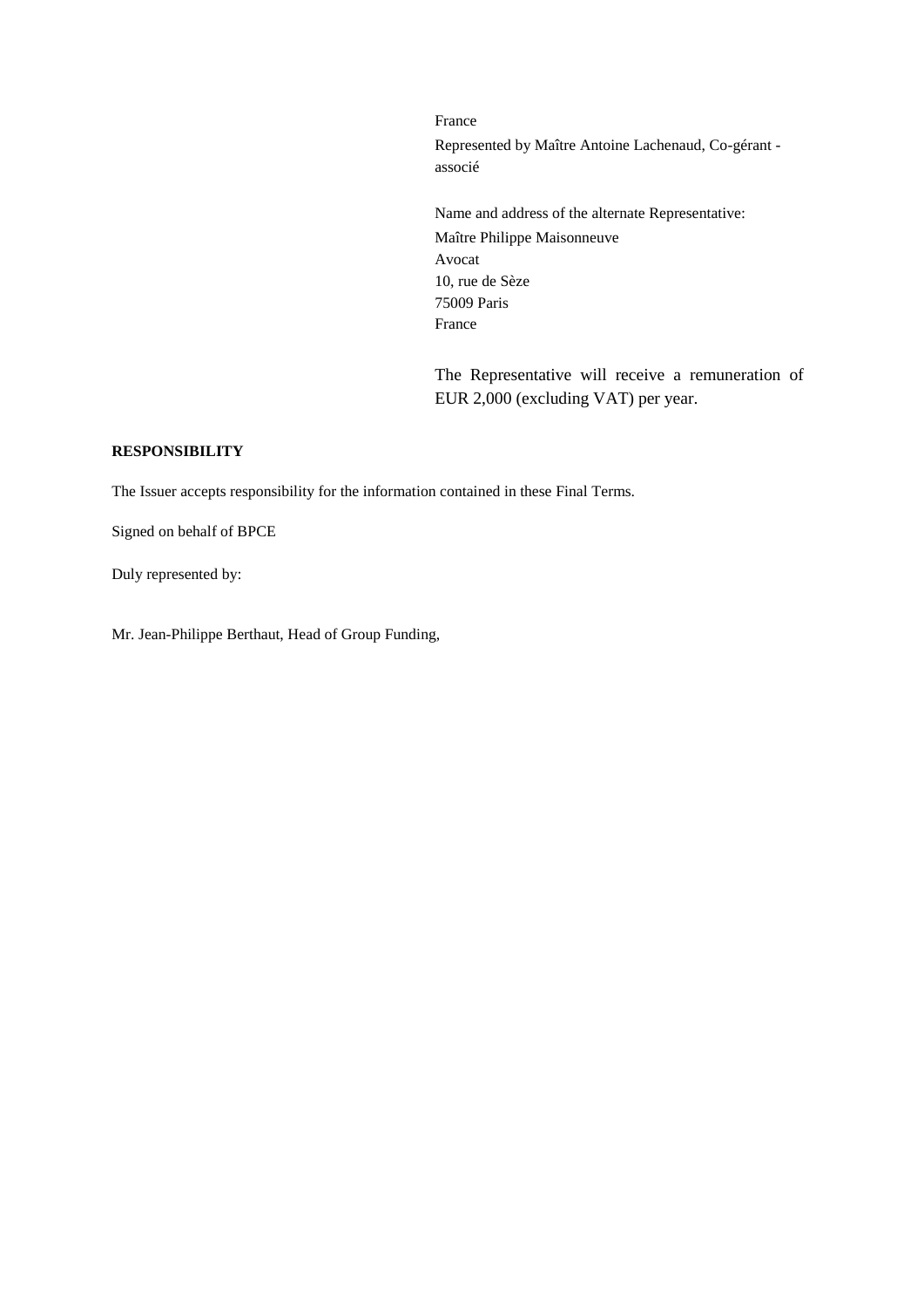France

Represented by Maître Antoine Lachenaud, Co-gérant - associé

Name and address of the alternate Representative:

Maître Philippe Maisonneuve
Avocat
10, rue de Sèze
75009 Paris
France

The Representative will receive a remuneration of EUR 2,000 (excluding VAT) per year.

**RESPONSIBILITY**

The Issuer accepts responsibility for the information contained in these Final Terms.

Signed on behalf of BPCE

Duly represented by:

Mr. Jean-Philippe Berthaut, Head of Group Funding,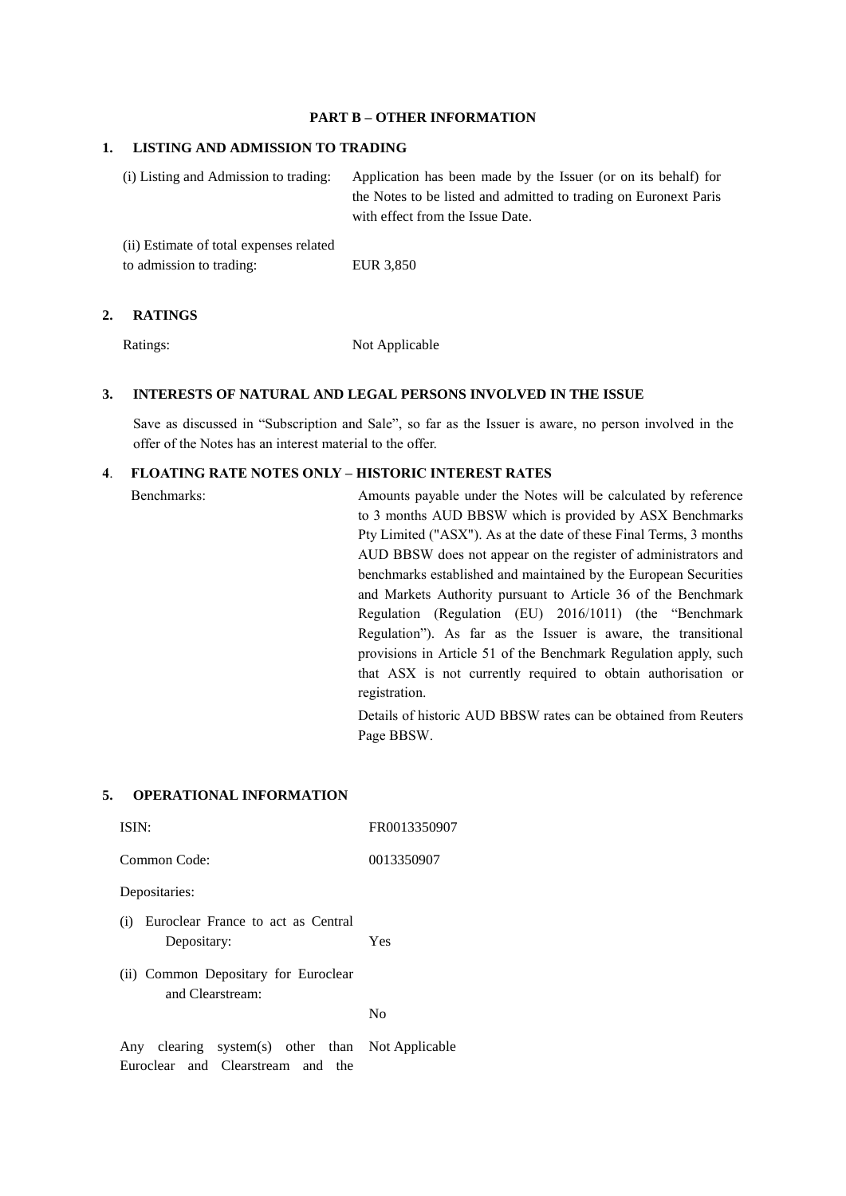# PART B – OTHER INFORMATION

## 1. LISTING AND ADMISSION TO TRADING

| | |
|---|---|
| (i) Listing and Admission to trading: | Application has been made by the Issuer (or on its behalf) for the Notes to be listed and admitted to trading on Euronext Paris with effect from the Issue Date. |
| (ii) Estimate of total expenses related to admission to trading: | EUR 3,850 |

## 2. RATINGS

| | |
|---|---|
| Ratings: | Not Applicable |

## 3. INTERESTS OF NATURAL AND LEGAL PERSONS INVOLVED IN THE ISSUE

Save as discussed in "Subscription and Sale", so far as the Issuer is aware, no person involved in the offer of the Notes has an interest material to the offer.

## 4. FLOATING RATE NOTES ONLY – HISTORIC INTEREST RATES

| | |
|---|---|
| Benchmarks: | Amounts payable under the Notes will be calculated by reference to 3 months AUD BBSW which is provided by ASX Benchmarks Pty Limited ("ASX"). As at the date of these Final Terms, 3 months AUD BBSW does not appear on the register of administrators and benchmarks established and maintained by the European Securities and Markets Authority pursuant to Article 36 of the Benchmark Regulation (Regulation (EU) 2016/1011) (the "Benchmark Regulation"). As far as the Issuer is aware, the transitional provisions in Article 51 of the Benchmark Regulation apply, such that ASX is not currently required to obtain authorisation or registration.<br><br>Details of historic AUD BBSW rates can be obtained from Reuters Page BBSW. |

## 5. OPERATIONAL INFORMATION

| | |
|---|---|
| ISIN: | FR0013350907 |
| Common Code: | 0013350907 |
| Depositaries: | |
| (i) Euroclear France to act as Central Depositary: | Yes |
| (ii) Common Depositary for Euroclear and Clearstream: | No |
| Any clearing system(s) other than Euroclear and Clearstream and the | Not Applicable |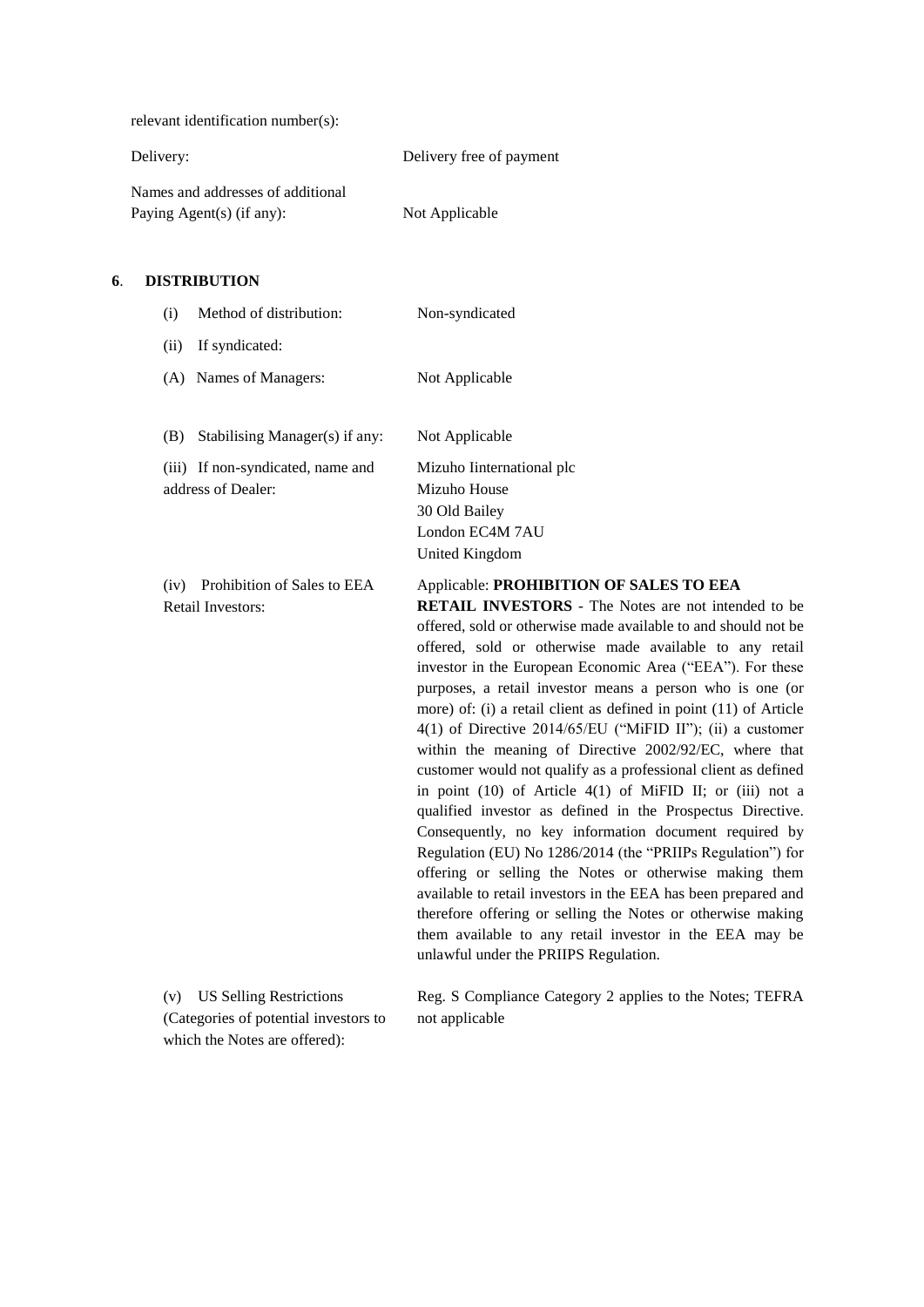| | |
|---|---|
| relevant identification number(s): | |
| Delivery: | Delivery free of payment |
| Names and addresses of additional Paying Agent(s) (if any): | Not Applicable |

**6. DISTRIBUTION**

| | |
|---|---|
| (i) Method of distribution: | Non-syndicated |
| (ii) If syndicated: | |
| (A) Names of Managers: | Not Applicable |
| (B) Stabilising Manager(s) if any: | Not Applicable |
| (iii) If non-syndicated, name and address of Dealer: | Mizuho Iinternational plc<br>Mizuho House<br>30 Old Bailey<br>London EC4M 7AU<br>United Kingdom |
| (iv) Prohibition of Sales to EEA Retail Investors: | Applicable: **PROHIBITION OF SALES TO EEA RETAIL INVESTORS** - The Notes are not intended to be offered, sold or otherwise made available to and should not be offered, sold or otherwise made available to any retail investor in the European Economic Area ("EEA"). For these purposes, a retail investor means a person who is one (or more) of: (i) a retail client as defined in point (11) of Article 4(1) of Directive 2014/65/EU ("MiFID II"); (ii) a customer within the meaning of Directive 2002/92/EC, where that customer would not qualify as a professional client as defined in point (10) of Article 4(1) of MiFID II; or (iii) not a qualified investor as defined in the Prospectus Directive. Consequently, no key information document required by Regulation (EU) No 1286/2014 (the "PRIIPs Regulation") for offering or selling the Notes or otherwise making them available to retail investors in the EEA has been prepared and therefore offering or selling the Notes or otherwise making them available to any retail investor in the EEA may be unlawful under the PRIIPS Regulation. |
| (v) US Selling Restrictions (Categories of potential investors to which the Notes are offered): | Reg. S Compliance Category 2 applies to the Notes; TEFRA not applicable |